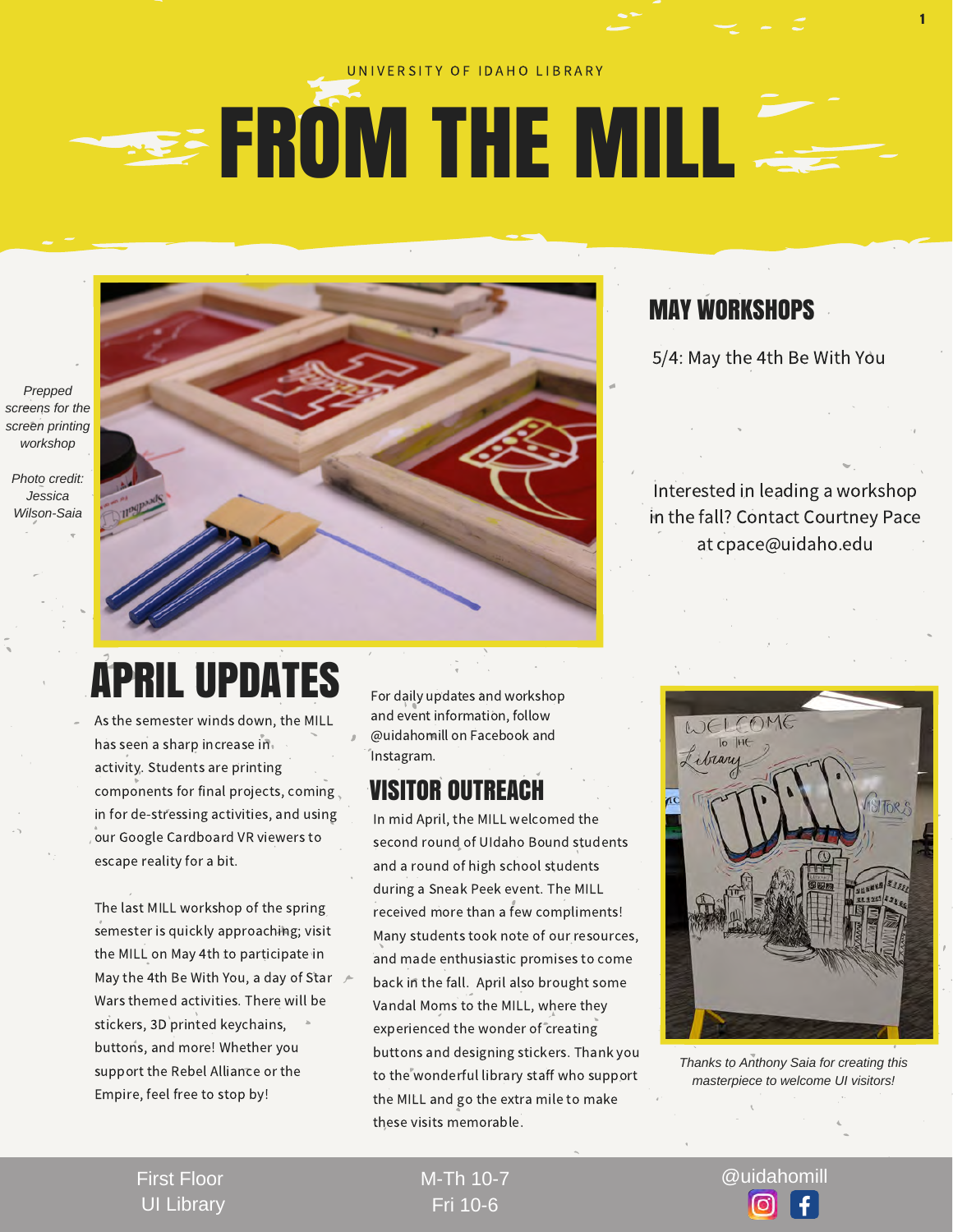UNIVERSITY OF IDAHO LIBRARY

# FROM THE MILL

*Prepped screens for the screen printing workshop*

*Photo credit: Jessica Wilson-Saia*

## MAY WORKSHOPS

5/4: May the 4th Be With You

Interested in leading a workshop in the fall? Contact Courtney Pace at cpace@uidaho.edu

## APRIL UPDATES

As the semester winds down, the MILL has seen a sharp increase in activity. Students are printing components for final projects, coming in for de-stressing activities, and using our Google Cardboard VR viewers to escape reality for a bit.

The last MILL workshop of the spring semester is quickly approaching; visit the MILL on May 4th to participate in May the 4th Be With You, a day of Star Wars themed activities. There will be stickers, 3D printed keychains, buttons, and more! Whether you support the Rebel Alliance or the Empire, feel free to stop by!

For daily updates and workshop and event information, follow @uidahomill on Facebook and Instagram.

## VISITOR OUTREACH

In mid April, the MILL welcomed the second round of UIdaho Bound students and a round of high school students during a Sneak Peek event. The MILL received more than a few compliments! Many students took note of our resources, and made enthusiastic promises to come back in the fall. April also brought some Vandal Moms to the MILL, where they experienced the wonder of creating buttons and designing stickers. Thank you to the wonderful library staff who support the MILL and go the extra mile to make these visits memorable.

*Thanks to Anthony Saia for creating this masterpiece to welcome UI visitors!*

First Floor
UI Library

M-Th 10-7
Fri 10-6

@uidahomill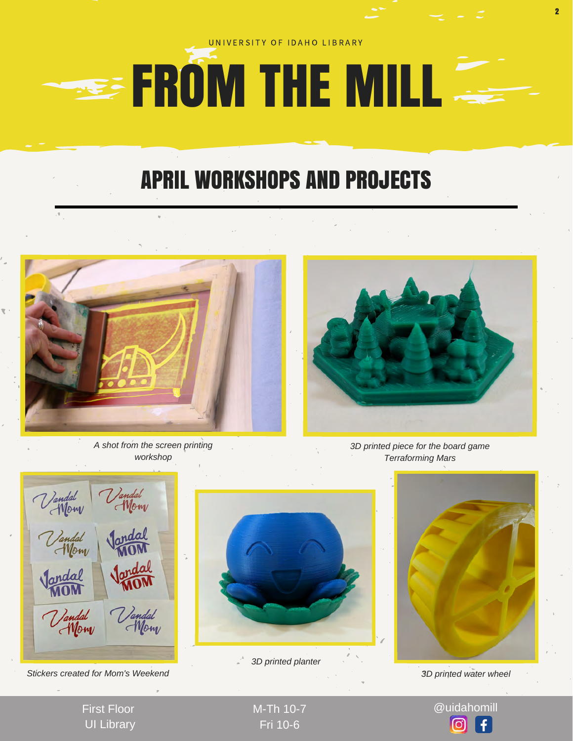UNIVERSITY OF IDAHO LIBRARY

# FROM THE MILL

## APRIL WORKSHOPS AND PROJECTS

*A shot from the screen printing workshop*

*3D printed piece for the board game Terraforming Mars*

*Stickers created for Mom's Weekend*

*3D printed planter*

*3D printed water wheel*

First Floor
UI Library

M-Th 10-7
Fri 10-6

@uidahomill